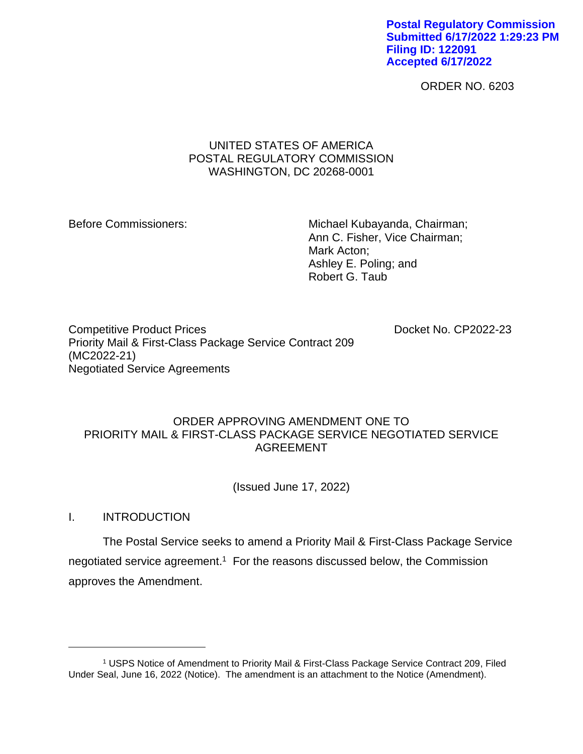Postal Regulatory Commission
Submitted 6/17/2022 1:29:23 PM
Filing ID: 122091
Accepted 6/17/2022

ORDER NO. 6203

UNITED STATES OF AMERICA
POSTAL REGULATORY COMMISSION
WASHINGTON, DC 20268-0001

Before Commissioners:

Michael Kubayanda, Chairman;
Ann C. Fisher, Vice Chairman;
Mark Acton;
Ashley E. Poling; and
Robert G. Taub

Competitive Product Prices
Priority Mail & First-Class Package Service Contract 209
(MC2022-21)
Negotiated Service Agreements

Docket No. CP2022-23

ORDER APPROVING AMENDMENT ONE TO
PRIORITY MAIL & FIRST-CLASS PACKAGE SERVICE NEGOTIATED SERVICE AGREEMENT

(Issued June 17, 2022)

## I. INTRODUCTION

The Postal Service seeks to amend a Priority Mail & First-Class Package Service negotiated service agreement.[1] For the reasons discussed below, the Commission approves the Amendment.

---

[1] USPS Notice of Amendment to Priority Mail & First-Class Package Service Contract 209, Filed Under Seal, June 16, 2022 (Notice). The amendment is an attachment to the Notice (Amendment).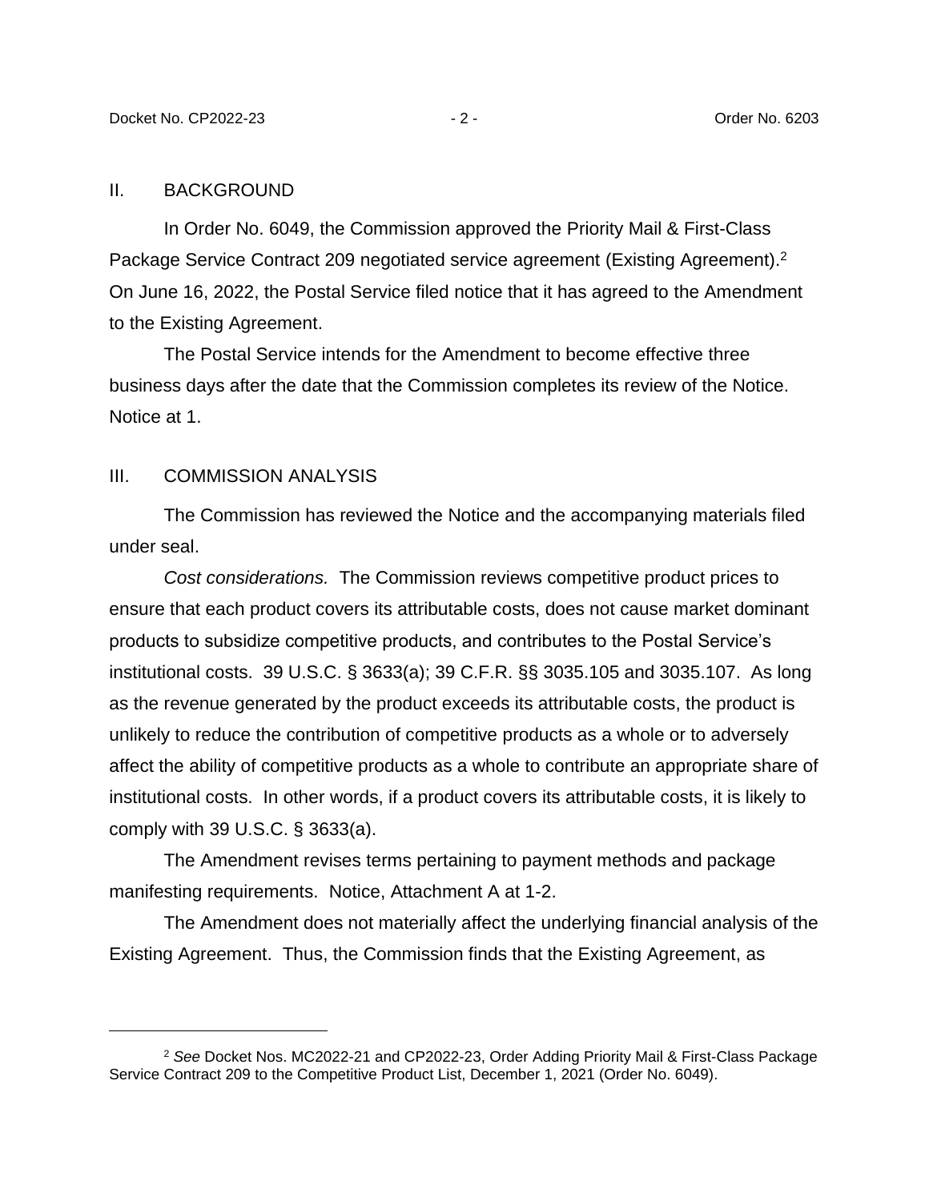## II. BACKGROUND

In Order No. 6049, the Commission approved the Priority Mail & First-Class Package Service Contract 209 negotiated service agreement (Existing Agreement).[2] On June 16, 2022, the Postal Service filed notice that it has agreed to the Amendment to the Existing Agreement.

The Postal Service intends for the Amendment to become effective three business days after the date that the Commission completes its review of the Notice. Notice at 1.

## III. COMMISSION ANALYSIS

The Commission has reviewed the Notice and the accompanying materials filed under seal.

*Cost considerations.* The Commission reviews competitive product prices to ensure that each product covers its attributable costs, does not cause market dominant products to subsidize competitive products, and contributes to the Postal Service's institutional costs. 39 U.S.C. § 3633(a); 39 C.F.R. §§ 3035.105 and 3035.107. As long as the revenue generated by the product exceeds its attributable costs, the product is unlikely to reduce the contribution of competitive products as a whole or to adversely affect the ability of competitive products as a whole to contribute an appropriate share of institutional costs. In other words, if a product covers its attributable costs, it is likely to comply with 39 U.S.C. § 3633(a).

The Amendment revises terms pertaining to payment methods and package manifesting requirements. Notice, Attachment A at 1-2.

The Amendment does not materially affect the underlying financial analysis of the Existing Agreement. Thus, the Commission finds that the Existing Agreement, as

[2] *See* Docket Nos. MC2022-21 and CP2022-23, Order Adding Priority Mail & First-Class Package Service Contract 209 to the Competitive Product List, December 1, 2021 (Order No. 6049).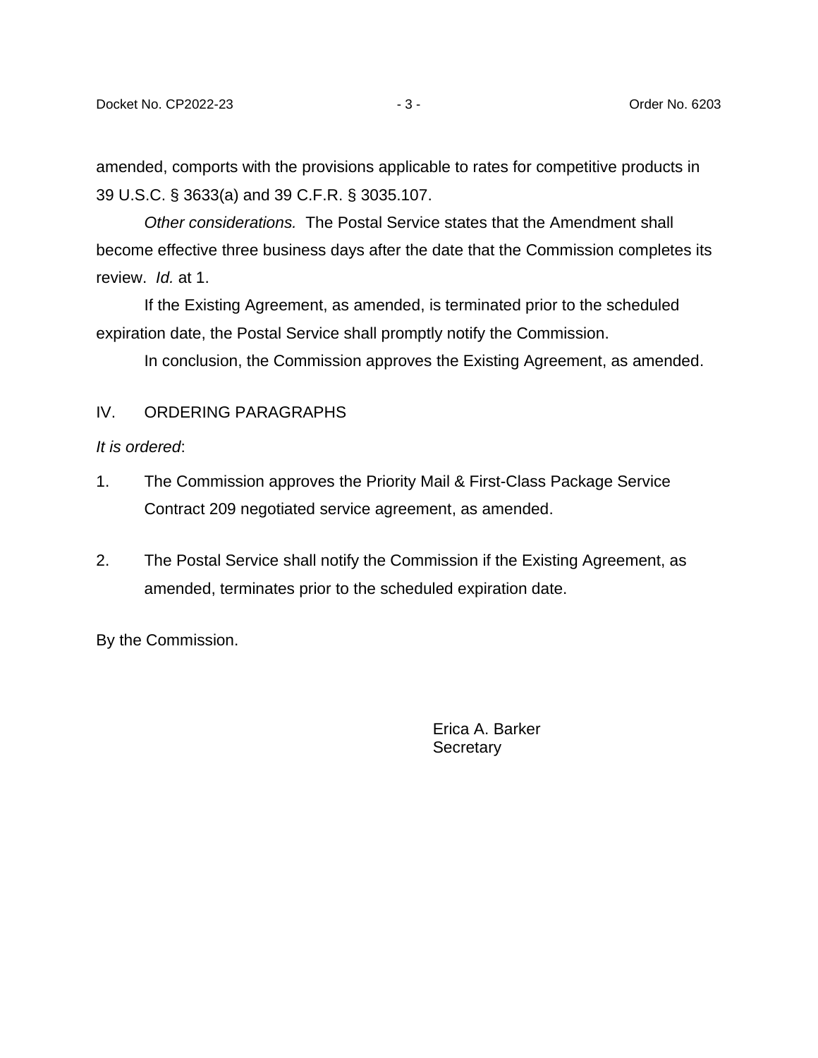amended, comports with the provisions applicable to rates for competitive products in 39 U.S.C. § 3633(a) and 39 C.F.R. § 3035.107.

*Other considerations.* The Postal Service states that the Amendment shall become effective three business days after the date that the Commission completes its review. *Id.* at 1.

If the Existing Agreement, as amended, is terminated prior to the scheduled expiration date, the Postal Service shall promptly notify the Commission.

In conclusion, the Commission approves the Existing Agreement, as amended.

## IV. ORDERING PARAGRAPHS

*It is ordered*:

1. The Commission approves the Priority Mail & First-Class Package Service Contract 209 negotiated service agreement, as amended.

2. The Postal Service shall notify the Commission if the Existing Agreement, as amended, terminates prior to the scheduled expiration date.

By the Commission.

Erica A. Barker
Secretary